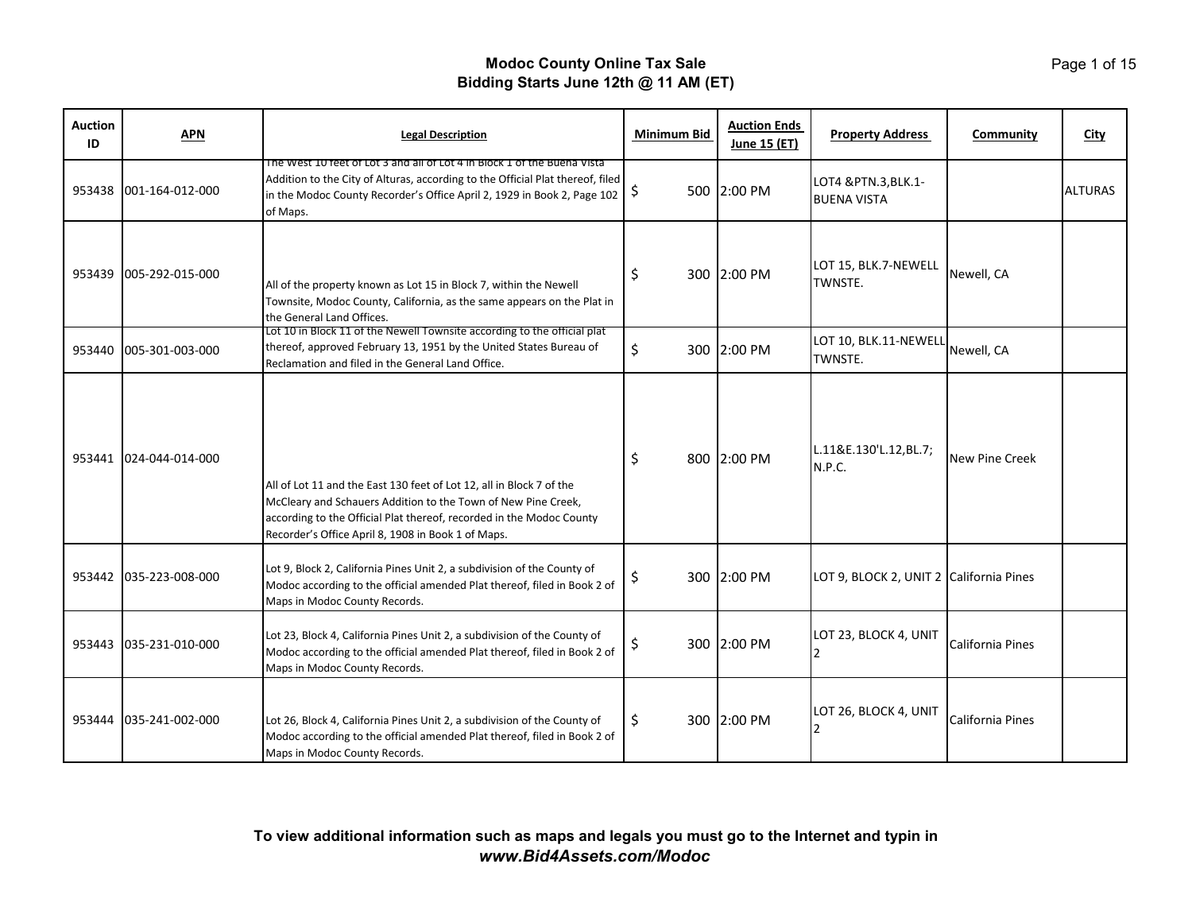# Modoc County Online Tax Sale
## Bidding Starts June 12th @ 11 AM (ET)

| Auction ID | APN | Legal Description | Minimum Bid | Auction Ends June 15 (ET) | Property Address | Community | City |
|---|---|---|---|---|---|---|---|
| 953438 | 001-164-012-000 | The West 10 feet of Lot 3 and all of Lot 4 in Block 1 of the Buena Vista Addition to the City of Alturas, according to the Official Plat thereof, filed in the Modoc County Recorder's Office April 2, 1929 in Book 2, Page 102 of Maps. | $ 500 | 2:00 PM | LOT4 &PTN.3,BLK.1-BUENA VISTA | | ALTURAS |
| 953439 | 005-292-015-000 | All of the property known as Lot 15 in Block 7, within the Newell Townsite, Modoc County, California, as the same appears on the Plat in the General Land Offices. | $ 300 | 2:00 PM | LOT 15, BLK.7-NEWELL TWNSTE. | Newell, CA | |
| 953440 | 005-301-003-000 | Lot 10 in Block 11 of the Newell Townsite according to the official plat thereof, approved February 13, 1951 by the United States Bureau of Reclamation and filed in the General Land Office. | $ 300 | 2:00 PM | LOT 10, BLK.11-NEWELL TWNSTE. | Newell, CA | |
| 953441 | 024-044-014-000 | All of Lot 11 and the East 130 feet of Lot 12, all in Block 7 of the McCleary and Schauers Addition to the Town of New Pine Creek, according to the Official Plat thereof, recorded in the Modoc County Recorder's Office April 8, 1908 in Book 1 of Maps. | $ 800 | 2:00 PM | L.11&E.130'L.12,BL.7; N.P.C. | New Pine Creek | |
| 953442 | 035-223-008-000 | Lot 9, Block 2, California Pines Unit 2, a subdivision of the County of Modoc according to the official amended Plat thereof, filed in Book 2 of Maps in Modoc County Records. | $ 300 | 2:00 PM | LOT 9, BLOCK 2, UNIT 2 | California Pines | |
| 953443 | 035-231-010-000 | Lot 23, Block 4, California Pines Unit 2, a subdivision of the County of Modoc according to the official amended Plat thereof, filed in Book 2 of Maps in Modoc County Records. | $ 300 | 2:00 PM | LOT 23, BLOCK 4, UNIT 2 | California Pines | |
| 953444 | 035-241-002-000 | Lot 26, Block 4, California Pines Unit 2, a subdivision of the County of Modoc according to the official amended Plat thereof, filed in Book 2 of Maps in Modoc County Records. | $ 300 | 2:00 PM | LOT 26, BLOCK 4, UNIT 2 | California Pines | |

**To view additional information such as maps and legals you must go to the Internet and typin in *www.Bid4Assets.com/Modoc***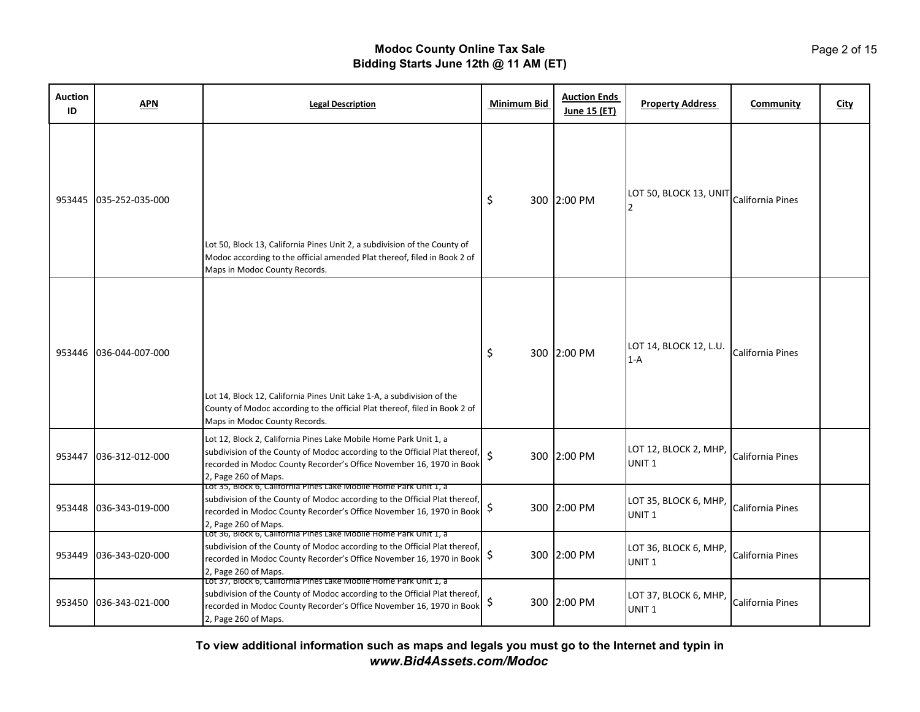**Modoc County Online Tax Sale**
**Bidding Starts June 12th @ 11 AM (ET)**

| Auction ID | APN | Legal Description | Minimum Bid | Auction Ends June 15 (ET) | Property Address | Community | City |
|---|---|---|---|---|---|---|---|
| 953445 | 035-252-035-000 | Lot 50, Block 13, California Pines Unit 2, a subdivision of the County of Modoc according to the official amended Plat thereof, filed in Book 2 of Maps in Modoc County Records. | $ 300 | 2:00 PM | LOT 50, BLOCK 13, UNIT 2 | California Pines | |
| 953446 | 036-044-007-000 | Lot 14, Block 12, California Pines Unit Lake 1-A, a subdivision of the County of Modoc according to the official Plat thereof, filed in Book 2 of Maps in Modoc County Records. | $ 300 | 2:00 PM | LOT 14, BLOCK 12, L.U. 1-A | California Pines | |
| 953447 | 036-312-012-000 | Lot 12, Block 2, California Pines Lake Mobile Home Park Unit 1, a subdivision of the County of Modoc according to the Official Plat thereof, recorded in Modoc County Recorder's Office November 16, 1970 in Book 2, Page 260 of Maps. | $ 300 | 2:00 PM | LOT 12, BLOCK 2, MHP, UNIT 1 | California Pines | |
| 953448 | 036-343-019-000 | Lot 35, Block 6, California Pines Lake Mobile Home Park Unit 1, a subdivision of the County of Modoc according to the Official Plat thereof, recorded in Modoc County Recorder's Office November 16, 1970 in Book 2, Page 260 of Maps. | $ 300 | 2:00 PM | LOT 35, BLOCK 6, MHP, UNIT 1 | California Pines | |
| 953449 | 036-343-020-000 | Lot 36, Block 6, California Pines Lake Mobile Home Park Unit 1, a subdivision of the County of Modoc according to the Official Plat thereof, recorded in Modoc County Recorder's Office November 16, 1970 in Book 2, Page 260 of Maps. | $ 300 | 2:00 PM | LOT 36, BLOCK 6, MHP, UNIT 1 | California Pines | |
| 953450 | 036-343-021-000 | Lot 37, Block 6, California Pines Lake Mobile Home Park Unit 1, a subdivision of the County of Modoc according to the Official Plat thereof, recorded in Modoc County Recorder's Office November 16, 1970 in Book 2, Page 260 of Maps. | $ 300 | 2:00 PM | LOT 37, BLOCK 6, MHP, UNIT 1 | California Pines | |

**To view additional information such as maps and legals you must go to the Internet and typin in *www.Bid4Assets.com/Modoc***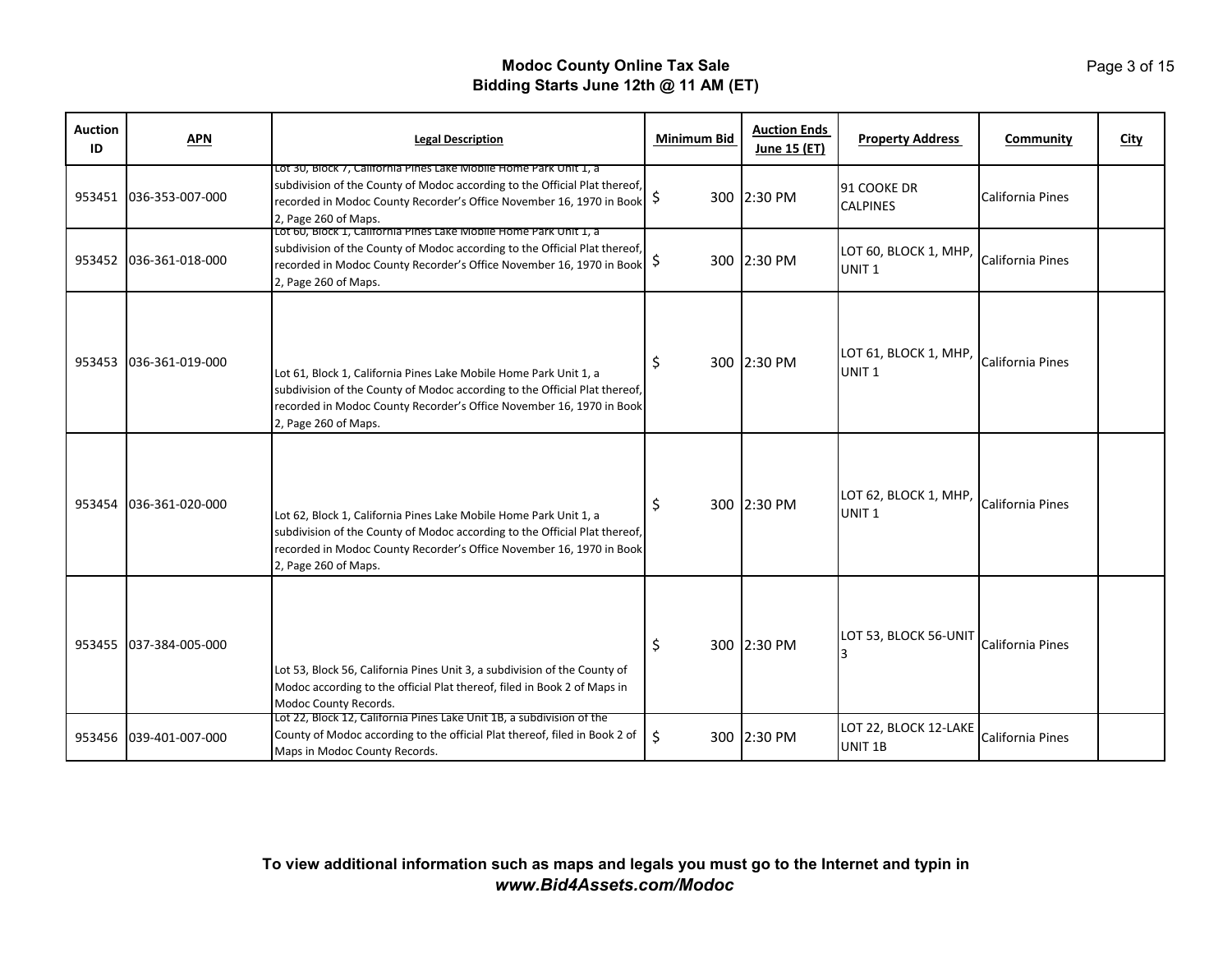# Modoc County Online Tax Sale

## Bidding Starts June 12th @ 11 AM (ET)

| Auction ID | APN | Legal Description | Minimum Bid | Auction Ends June 15 (ET) | Property Address | Community | City |
|---|---|---|---|---|---|---|---|
| 953451 | 036-353-007-000 | Lot 30, Block 7, California Pines Lake Mobile Home Park Unit 1, a subdivision of the County of Modoc according to the Official Plat thereof, recorded in Modoc County Recorder's Office November 16, 1970 in Book 2, Page 260 of Maps. | $ 300 | 2:30 PM | 91 COOKE DR CALPINES | California Pines | |
| 953452 | 036-361-018-000 | Lot 60, Block 1, California Pines Lake Mobile Home Park Unit 1, a subdivision of the County of Modoc according to the Official Plat thereof, recorded in Modoc County Recorder's Office November 16, 1970 in Book 2, Page 260 of Maps. | $ 300 | 2:30 PM | LOT 60, BLOCK 1, MHP, UNIT 1 | California Pines | |
| 953453 | 036-361-019-000 | Lot 61, Block 1, California Pines Lake Mobile Home Park Unit 1, a subdivision of the County of Modoc according to the Official Plat thereof, recorded in Modoc County Recorder's Office November 16, 1970 in Book 2, Page 260 of Maps. | $ 300 | 2:30 PM | LOT 61, BLOCK 1, MHP, UNIT 1 | California Pines | |
| 953454 | 036-361-020-000 | Lot 62, Block 1, California Pines Lake Mobile Home Park Unit 1, a subdivision of the County of Modoc according to the Official Plat thereof, recorded in Modoc County Recorder's Office November 16, 1970 in Book 2, Page 260 of Maps. | $ 300 | 2:30 PM | LOT 62, BLOCK 1, MHP, UNIT 1 | California Pines | |
| 953455 | 037-384-005-000 | Lot 53, Block 56, California Pines Unit 3, a subdivision of the County of Modoc according to the official Plat thereof, filed in Book 2 of Maps in Modoc County Records. | $ 300 | 2:30 PM | LOT 53, BLOCK 56-UNIT 3 | California Pines | |
| 953456 | 039-401-007-000 | Lot 22, Block 12, California Pines Lake Unit 1B, a subdivision of the County of Modoc according to the official Plat thereof, filed in Book 2 of Maps in Modoc County Records. | $ 300 | 2:30 PM | LOT 22, BLOCK 12-LAKE UNIT 1B | California Pines | |

**To view additional information such as maps and legals you must go to the Internet and typin in *www.Bid4Assets.com/Modoc***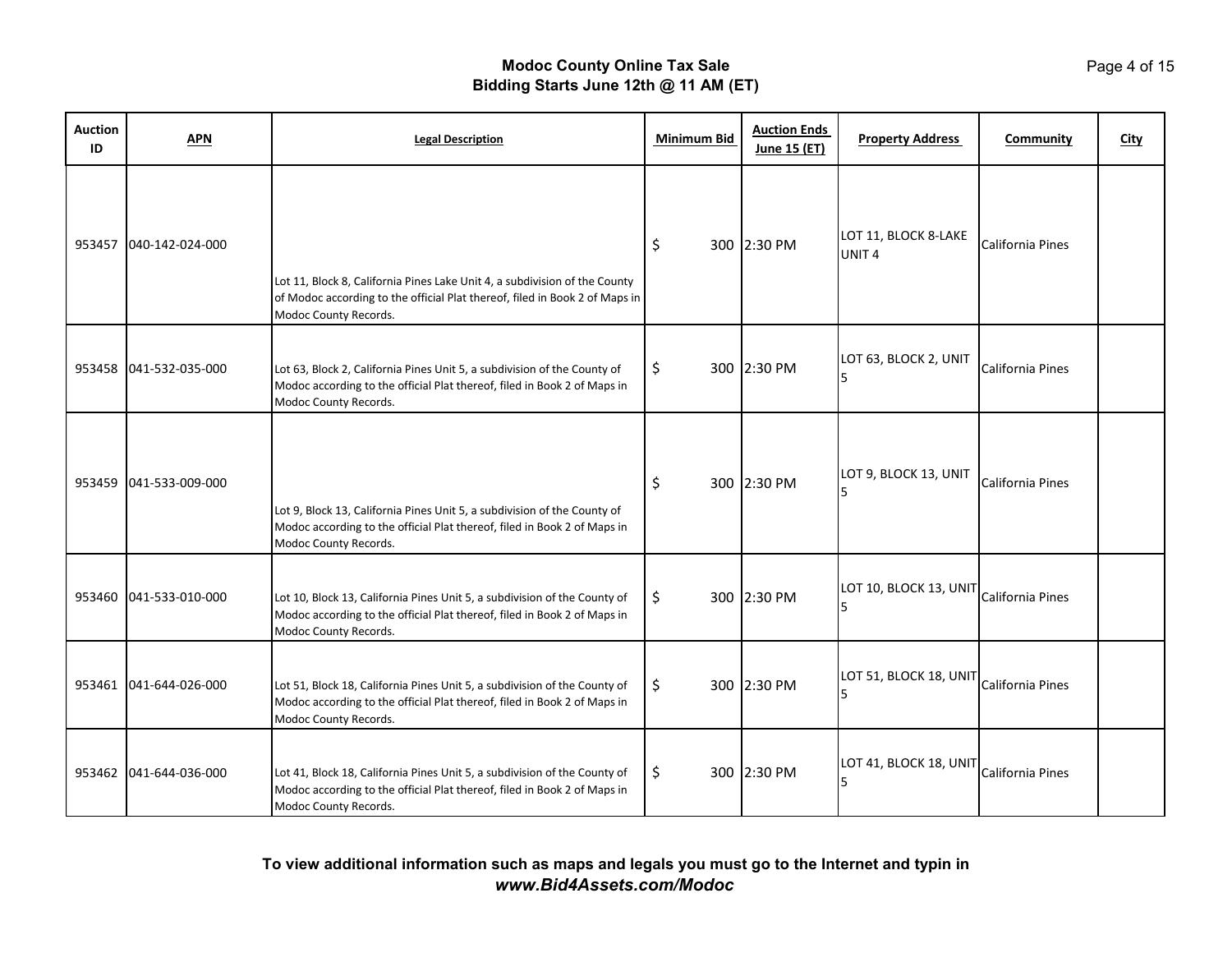**Modoc County Online Tax Sale**
**Bidding Starts June 12th @ 11 AM (ET)**

| Auction ID | APN | Legal Description | Minimum Bid | Auction Ends June 15 (ET) | Property Address | Community | City |
|---|---|---|---|---|---|---|---|
| 953457 | 040-142-024-000 | Lot 11, Block 8, California Pines Lake Unit 4, a subdivision of the County of Modoc according to the official Plat thereof, filed in Book 2 of Maps in Modoc County Records. | $ 300 | 2:30 PM | LOT 11, BLOCK 8-LAKE UNIT 4 | California Pines | |
| 953458 | 041-532-035-000 | Lot 63, Block 2, California Pines Unit 5, a subdivision of the County of Modoc according to the official Plat thereof, filed in Book 2 of Maps in Modoc County Records. | $ 300 | 2:30 PM | LOT 63, BLOCK 2, UNIT 5 | California Pines | |
| 953459 | 041-533-009-000 | Lot 9, Block 13, California Pines Unit 5, a subdivision of the County of Modoc according to the official Plat thereof, filed in Book 2 of Maps in Modoc County Records. | $ 300 | 2:30 PM | LOT 9, BLOCK 13, UNIT 5 | California Pines | |
| 953460 | 041-533-010-000 | Lot 10, Block 13, California Pines Unit 5, a subdivision of the County of Modoc according to the official Plat thereof, filed in Book 2 of Maps in Modoc County Records. | $ 300 | 2:30 PM | LOT 10, BLOCK 13, UNIT 5 | California Pines | |
| 953461 | 041-644-026-000 | Lot 51, Block 18, California Pines Unit 5, a subdivision of the County of Modoc according to the official Plat thereof, filed in Book 2 of Maps in Modoc County Records. | $ 300 | 2:30 PM | LOT 51, BLOCK 18, UNIT 5 | California Pines | |
| 953462 | 041-644-036-000 | Lot 41, Block 18, California Pines Unit 5, a subdivision of the County of Modoc according to the official Plat thereof, filed in Book 2 of Maps in Modoc County Records. | $ 300 | 2:30 PM | LOT 41, BLOCK 18, UNIT 5 | California Pines | |

**To view additional information such as maps and legals you must go to the Internet and typin in**
***www.Bid4Assets.com/Modoc***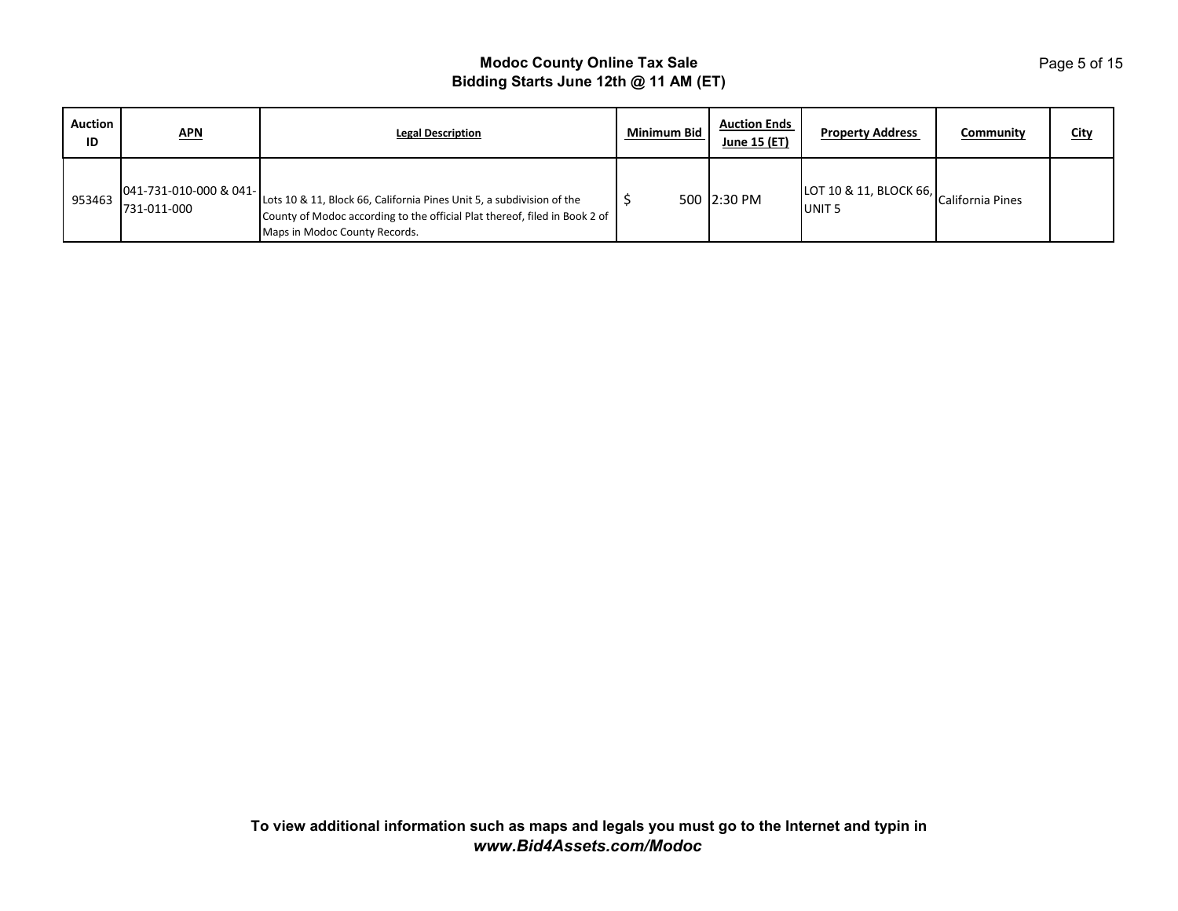**Modoc County Online Tax Sale**
**Bidding Starts June 12th @ 11 AM (ET)**

| Auction ID | APN | Legal Description | Minimum Bid | Auction Ends June 15 (ET) | Property Address | Community | City |
|---|---|---|---|---|---|---|---|
| 953463 | 041-731-010-000 & 041-731-011-000 | Lots 10 & 11, Block 66, California Pines Unit 5, a subdivision of the County of Modoc according to the official Plat thereof, filed in Book 2 of Maps in Modoc County Records. | $ 500 | 2:30 PM | LOT 10 & 11, BLOCK 66, UNIT 5 | California Pines | |

**To view additional information such as maps and legals you must go to the Internet and typin in**
***www.Bid4Assets.com/Modoc***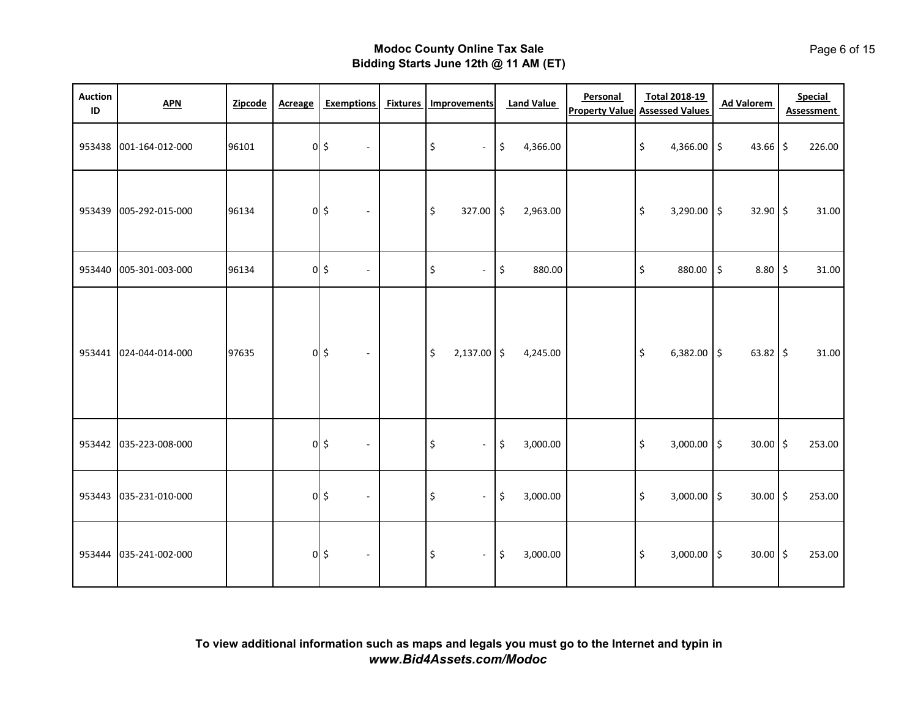**Modoc County Online Tax Sale**
**Bidding Starts June 12th @ 11 AM (ET)**

| Auction ID | APN | Zipcode | Acreage | Exemptions | Fixtures | Improvements | Land Value | Personal Property Value | Total 2018-19 Assessed Values | Ad Valorem | Special Assessment |
|---|---|---|---|---|---|---|---|---|---|---|---|
| 953438 | 001-164-012-000 | 96101 | 0 | $ - | | $ - | $ 4,366.00 | | $ 4,366.00 | $ 43.66 | $ 226.00 |
| 953439 | 005-292-015-000 | 96134 | 0 | $ - | | $ 327.00 | $ 2,963.00 | | $ 3,290.00 | $ 32.90 | $ 31.00 |
| 953440 | 005-301-003-000 | 96134 | 0 | $ - | | $ - | $ 880.00 | | $ 880.00 | $ 8.80 | $ 31.00 |
| 953441 | 024-044-014-000 | 97635 | 0 | $ - | | $ 2,137.00 | $ 4,245.00 | | $ 6,382.00 | $ 63.82 | $ 31.00 |
| 953442 | 035-223-008-000 | | 0 | $ - | | $ - | $ 3,000.00 | | $ 3,000.00 | $ 30.00 | $ 253.00 |
| 953443 | 035-231-010-000 | | 0 | $ - | | $ - | $ 3,000.00 | | $ 3,000.00 | $ 30.00 | $ 253.00 |
| 953444 | 035-241-002-000 | | 0 | $ - | | $ - | $ 3,000.00 | | $ 3,000.00 | $ 30.00 | $ 253.00 |

**To view additional information such as maps and legals you must go to the Internet and typin in *www.Bid4Assets.com/Modoc***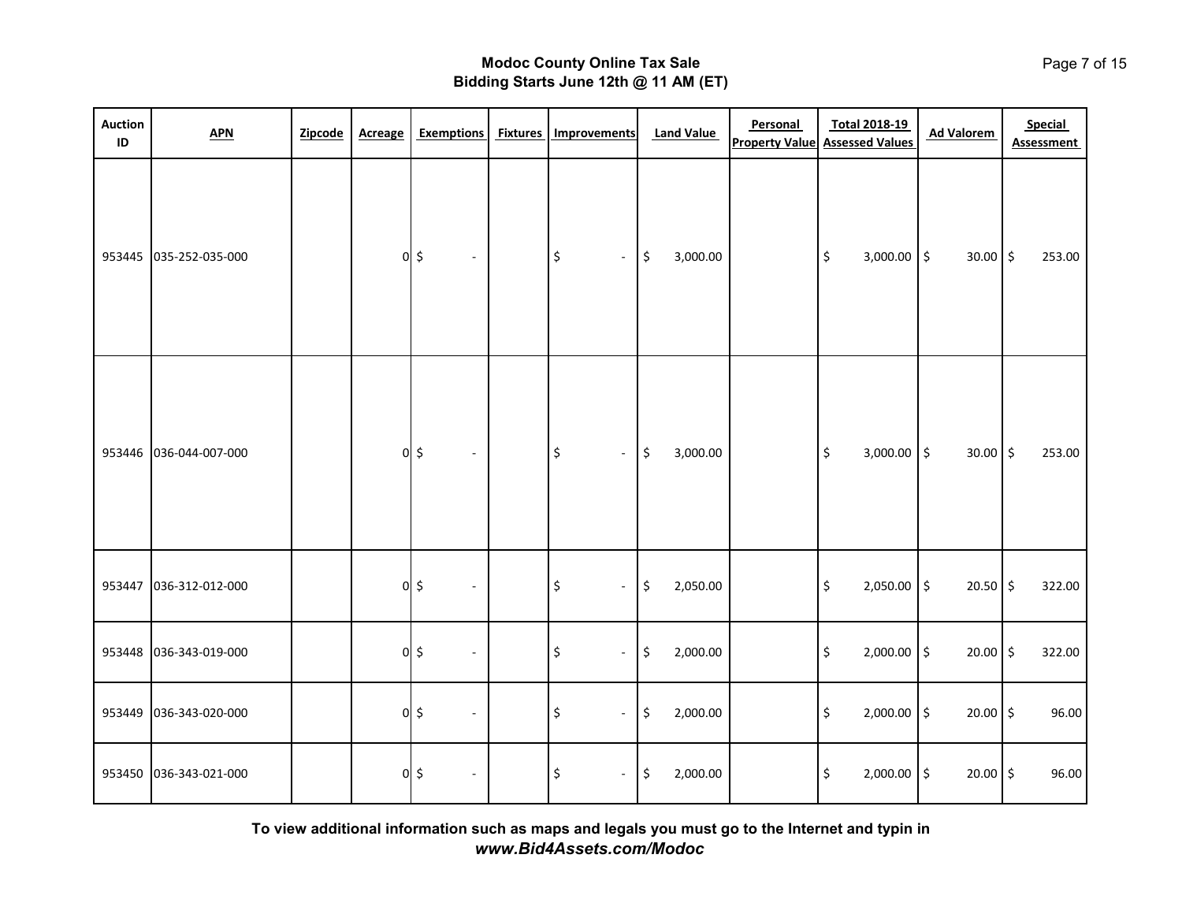**Modoc County Online Tax Sale**
**Bidding Starts June 12th @ 11 AM (ET)**

| Auction ID | APN | Zipcode | Acreage | Exemptions | Fixtures | Improvements | Land Value | Personal Property Value | Total 2018-19 Assessed Values | Ad Valorem | Special Assessment |
|---|---|---|---|---|---|---|---|---|---|---|---|
| 953445 | 035-252-035-000 | | 0 | $ - | | $ - | $ 3,000.00 | | $ 3,000.00 | $ 30.00 | $ 253.00 |
| 953446 | 036-044-007-000 | | 0 | $ - | | $ - | $ 3,000.00 | | $ 3,000.00 | $ 30.00 | $ 253.00 |
| 953447 | 036-312-012-000 | | 0 | $ - | | $ - | $ 2,050.00 | | $ 2,050.00 | $ 20.50 | $ 322.00 |
| 953448 | 036-343-019-000 | | 0 | $ - | | $ - | $ 2,000.00 | | $ 2,000.00 | $ 20.00 | $ 322.00 |
| 953449 | 036-343-020-000 | | 0 | $ - | | $ - | $ 2,000.00 | | $ 2,000.00 | $ 20.00 | $ 96.00 |
| 953450 | 036-343-021-000 | | 0 | $ - | | $ - | $ 2,000.00 | | $ 2,000.00 | $ 20.00 | $ 96.00 |

**To view additional information such as maps and legals you must go to the Internet and typin in**
***www.Bid4Assets.com/Modoc***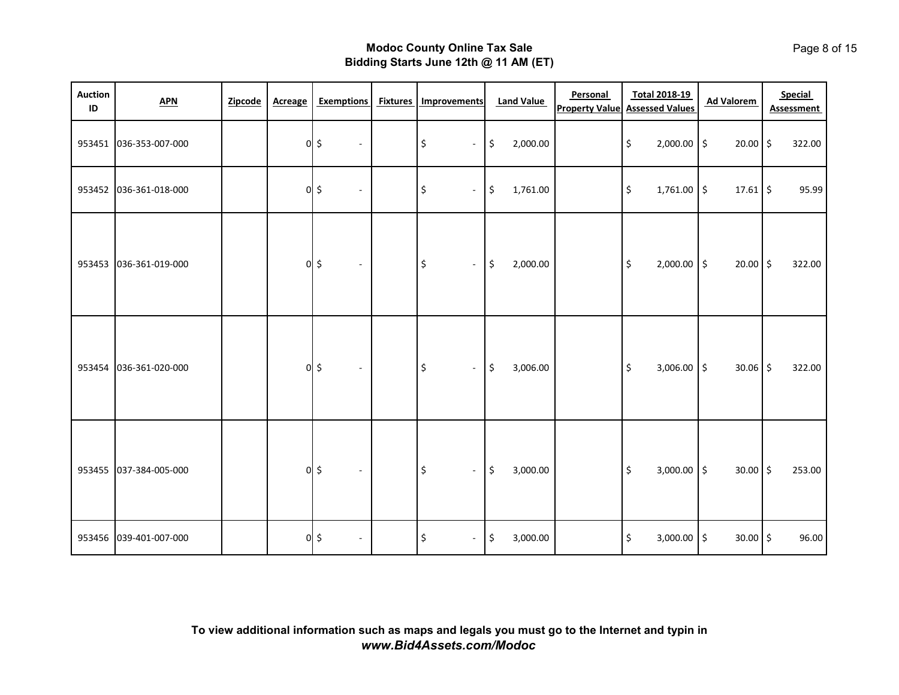**Modoc County Online Tax Sale**
**Bidding Starts June 12th @ 11 AM (ET)**

| Auction ID | APN | Zipcode | Acreage | Exemptions | Fixtures | Improvements | Land Value | Personal Property Value | Total 2018-19 Assessed Values | Ad Valorem | Special Assessment |
|---|---|---|---|---|---|---|---|---|---|---|---|
| 953451 | 036-353-007-000 | | 0 | $ - | | $ - | $ 2,000.00 | | $ 2,000.00 | $ 20.00 | $ 322.00 |
| 953452 | 036-361-018-000 | | 0 | $ - | | $ - | $ 1,761.00 | | $ 1,761.00 | $ 17.61 | $ 95.99 |
| 953453 | 036-361-019-000 | | 0 | $ - | | $ - | $ 2,000.00 | | $ 2,000.00 | $ 20.00 | $ 322.00 |
| 953454 | 036-361-020-000 | | 0 | $ - | | $ - | $ 3,006.00 | | $ 3,006.00 | $ 30.06 | $ 322.00 |
| 953455 | 037-384-005-000 | | 0 | $ - | | $ - | $ 3,000.00 | | $ 3,000.00 | $ 30.00 | $ 253.00 |
| 953456 | 039-401-007-000 | | 0 | $ - | | $ - | $ 3,000.00 | | $ 3,000.00 | $ 30.00 | $ 96.00 |

**To view additional information such as maps and legals you must go to the Internet and typin in *www.Bid4Assets.com/Modoc***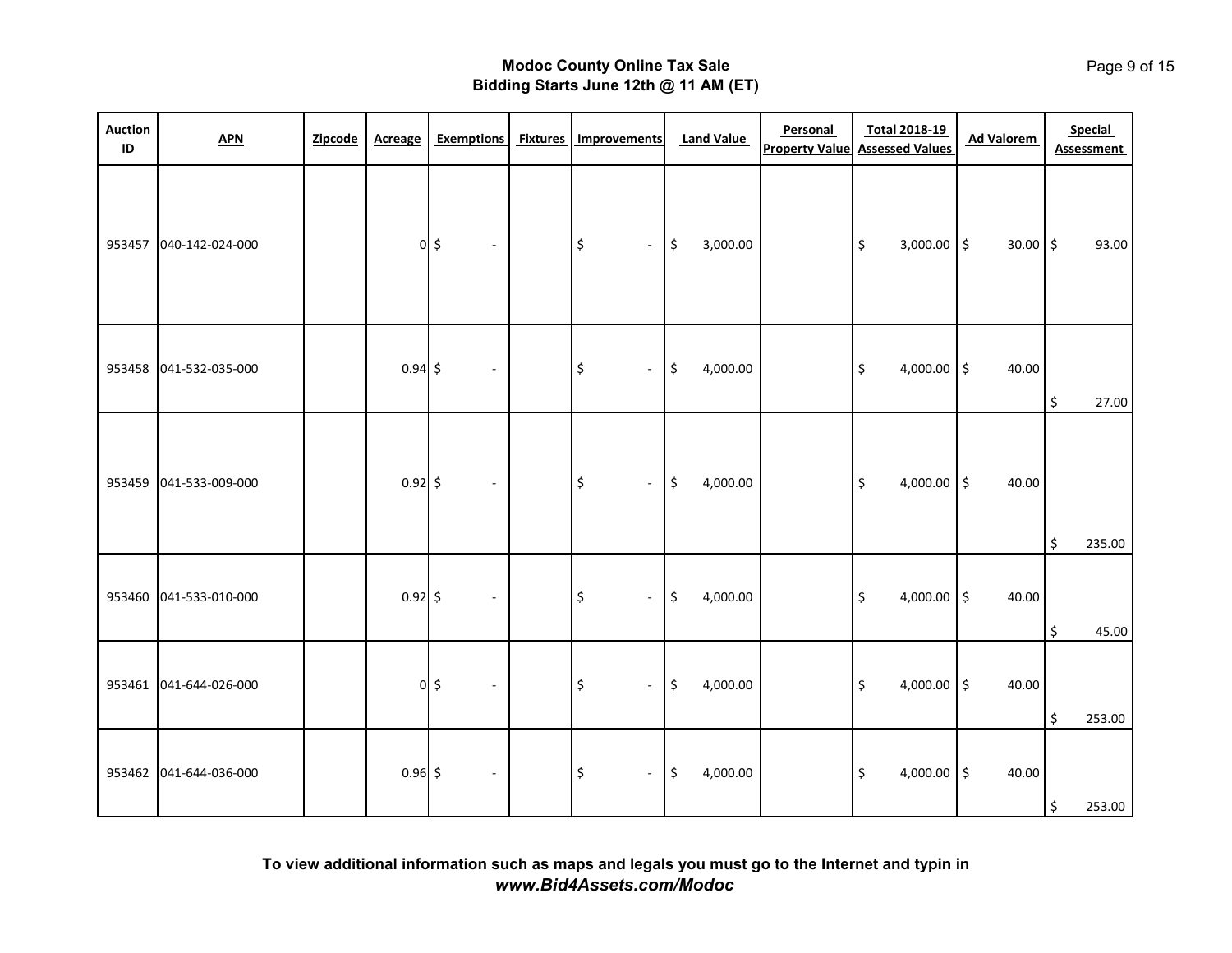**Modoc County Online Tax Sale**
**Bidding Starts June 12th @ 11 AM (ET)**

| Auction ID | APN | Zipcode | Acreage | Exemptions | Fixtures | Improvements | Land Value | Personal Property Value | Total 2018-19 Assessed Values | Ad Valorem | Special Assessment |
|---|---|---|---|---|---|---|---|---|---|---|---|
| 953457 | 040-142-024-000 | | 0 | $ - | | $ - | $ 3,000.00 | | $ 3,000.00 | $ 30.00 | $ 93.00 |
| 953458 | 041-532-035-000 | | 0.94 | $ - | | $ - | $ 4,000.00 | | $ 4,000.00 | $ 40.00 | $ 27.00 |
| 953459 | 041-533-009-000 | | 0.92 | $ - | | $ - | $ 4,000.00 | | $ 4,000.00 | $ 40.00 | $ 235.00 |
| 953460 | 041-533-010-000 | | 0.92 | $ - | | $ - | $ 4,000.00 | | $ 4,000.00 | $ 40.00 | $ 45.00 |
| 953461 | 041-644-026-000 | | 0 | $ - | | $ - | $ 4,000.00 | | $ 4,000.00 | $ 40.00 | $ 253.00 |
| 953462 | 041-644-036-000 | | 0.96 | $ - | | $ - | $ 4,000.00 | | $ 4,000.00 | $ 40.00 | $ 253.00 |

**To view additional information such as maps and legals you must go to the Internet and typin in**
***www.Bid4Assets.com/Modoc***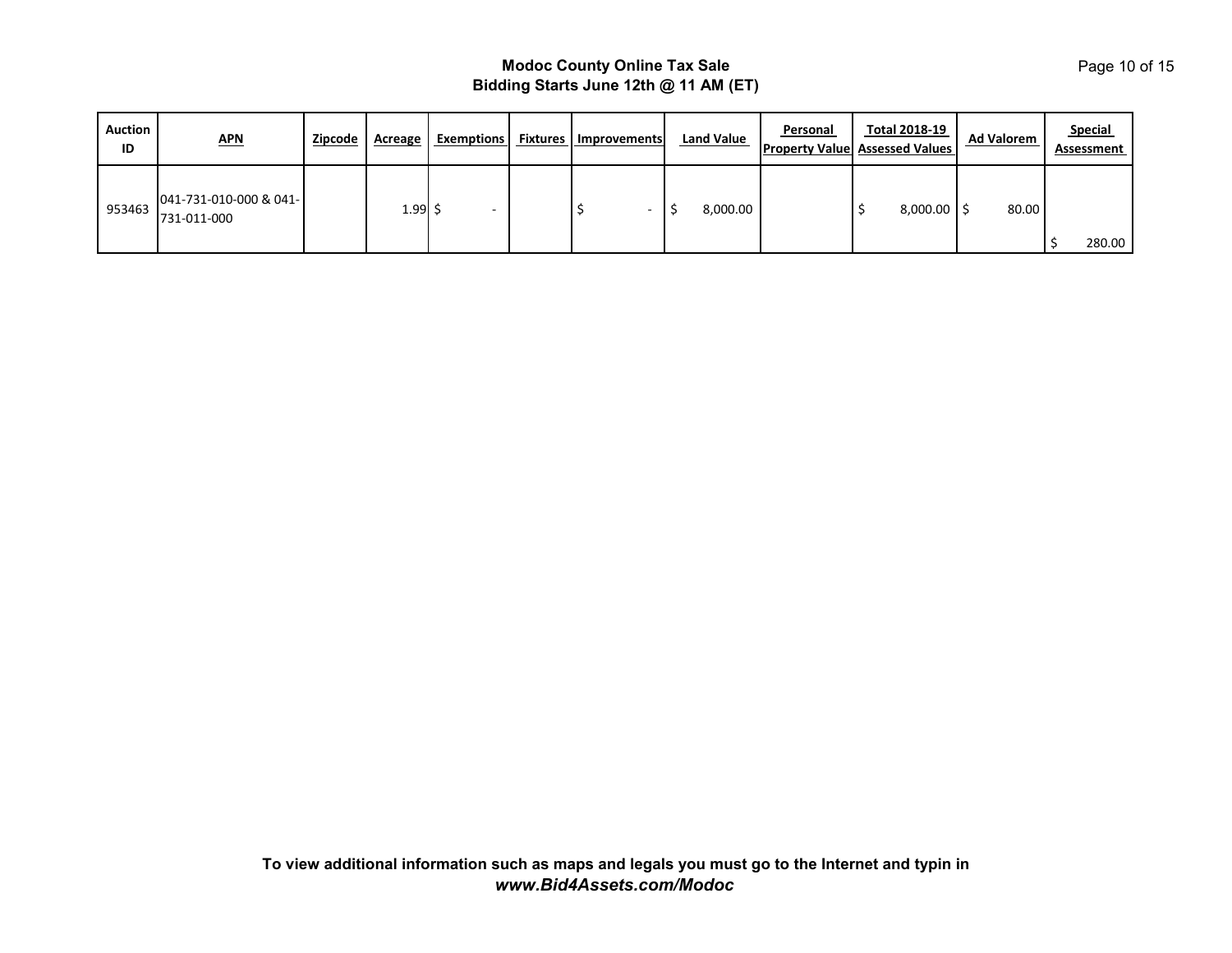**Modoc County Online Tax Sale**
**Bidding Starts June 12th @ 11 AM (ET)**

| Auction ID | APN | Zipcode | Acreage | Exemptions | Fixtures | Improvements | Land Value | Personal Property Value | Total 2018-19 Assessed Values | Ad Valorem | Special Assessment |
|---|---|---|---|---|---|---|---|---|---|---|---|
| 953463 | 041-731-010-000 & 041-731-011-000 | | 1.99 | $ - | | $ - | $ 8,000.00 | | $ 8,000.00 | $ 80.00 | $ 280.00 |

**To view additional information such as maps and legals you must go to the Internet and typin in** ***www.Bid4Assets.com/Modoc***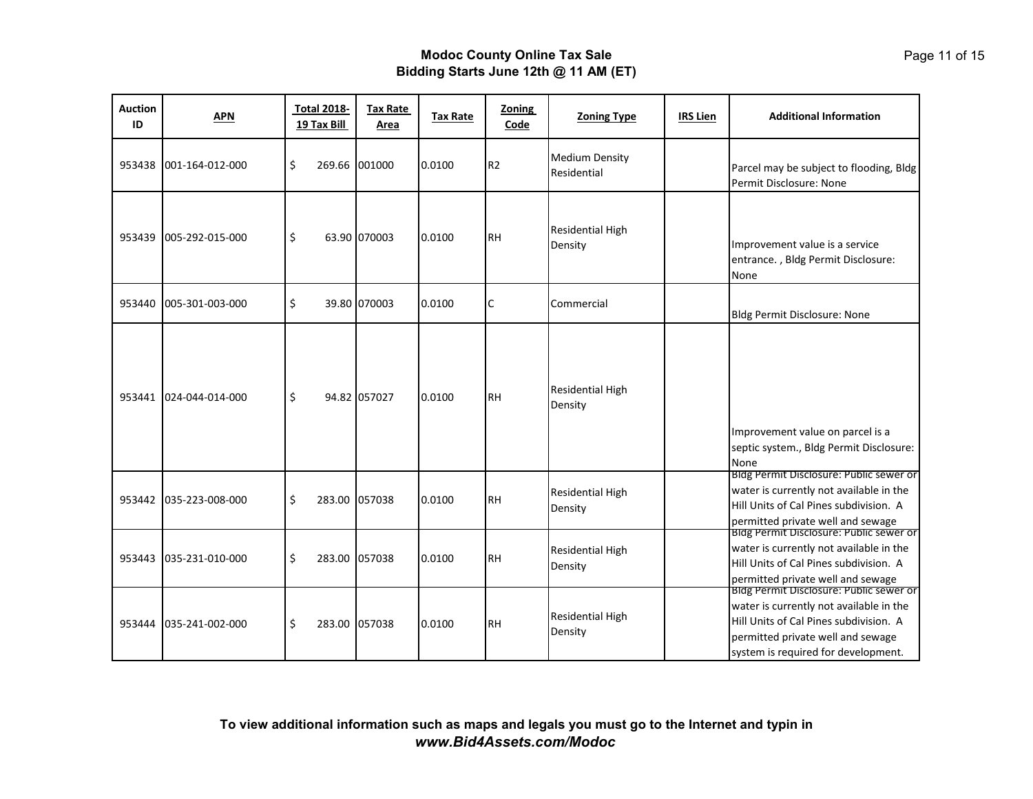**Modoc County Online Tax Sale**
**Bidding Starts June 12th @ 11 AM (ET)**

| Auction ID | APN | Total 2018-19 Tax Bill | Tax Rate Area | Tax Rate | Zoning Code | Zoning Type | IRS Lien | Additional Information |
|---|---|---|---|---|---|---|---|---|
| 953438 | 001-164-012-000 | $ 269.66 | 001000 | 0.0100 | R2 | Medium Density Residential | | Parcel may be subject to flooding, Bldg Permit Disclosure: None |
| 953439 | 005-292-015-000 | $ 63.90 | 070003 | 0.0100 | RH | Residential High Density | | Improvement value is a service entrance. , Bldg Permit Disclosure: None |
| 953440 | 005-301-003-000 | $ 39.80 | 070003 | 0.0100 | C | Commercial | | Bldg Permit Disclosure: None |
| 953441 | 024-044-014-000 | $ 94.82 | 057027 | 0.0100 | RH | Residential High Density | | Improvement value on parcel is a septic system., Bldg Permit Disclosure: None |
| 953442 | 035-223-008-000 | $ 283.00 | 057038 | 0.0100 | RH | Residential High Density | | Bldg Permit Disclosure: Public sewer or water is currently not available in the Hill Units of Cal Pines subdivision. A permitted private well and sewage |
| 953443 | 035-231-010-000 | $ 283.00 | 057038 | 0.0100 | RH | Residential High Density | | Bldg Permit Disclosure: Public sewer or water is currently not available in the Hill Units of Cal Pines subdivision. A permitted private well and sewage |
| 953444 | 035-241-002-000 | $ 283.00 | 057038 | 0.0100 | RH | Residential High Density | | Bldg Permit Disclosure: Public sewer or water is currently not available in the Hill Units of Cal Pines subdivision. A permitted private well and sewage system is required for development. |

**To view additional information such as maps and legals you must go to the Internet and typin in** ***www.Bid4Assets.com/Modoc***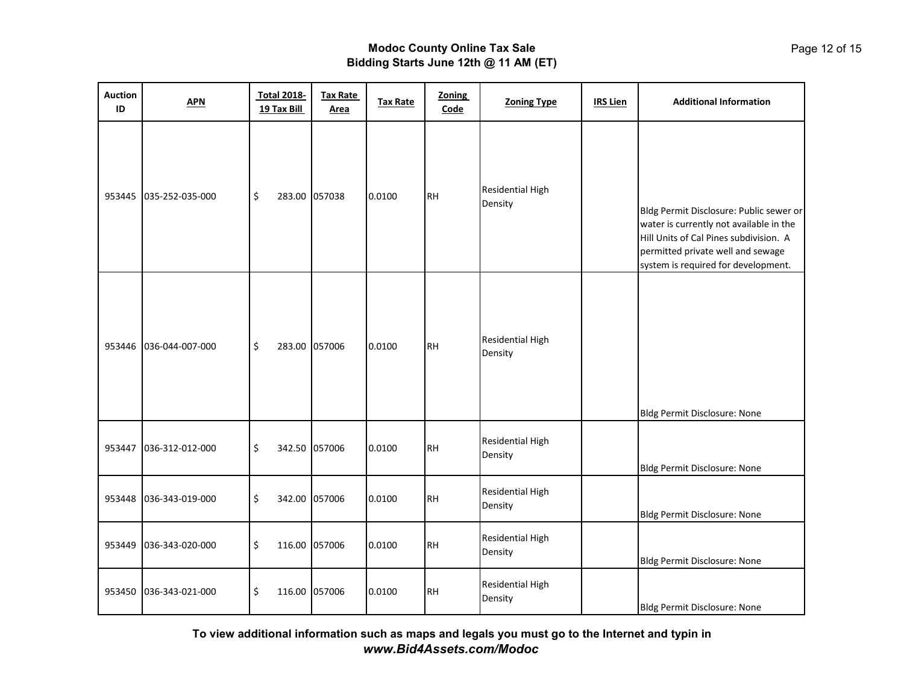**Modoc County Online Tax Sale**
**Bidding Starts June 12th @ 11 AM (ET)**

| Auction ID | APN | Total 2018-19 Tax Bill | Tax Rate Area | Tax Rate | Zoning Code | Zoning Type | IRS Lien | Additional Information |
|---|---|---|---|---|---|---|---|---|
| 953445 | 035-252-035-000 | $ 283.00 | 057038 | 0.0100 | RH | Residential High Density | | Bldg Permit Disclosure: Public sewer or water is currently not available in the Hill Units of Cal Pines subdivision. A permitted private well and sewage system is required for development. |
| 953446 | 036-044-007-000 | $ 283.00 | 057006 | 0.0100 | RH | Residential High Density | | Bldg Permit Disclosure: None |
| 953447 | 036-312-012-000 | $ 342.50 | 057006 | 0.0100 | RH | Residential High Density | | Bldg Permit Disclosure: None |
| 953448 | 036-343-019-000 | $ 342.00 | 057006 | 0.0100 | RH | Residential High Density | | Bldg Permit Disclosure: None |
| 953449 | 036-343-020-000 | $ 116.00 | 057006 | 0.0100 | RH | Residential High Density | | Bldg Permit Disclosure: None |
| 953450 | 036-343-021-000 | $ 116.00 | 057006 | 0.0100 | RH | Residential High Density | | Bldg Permit Disclosure: None |

**To view additional information such as maps and legals you must go to the Internet and typin in *www.Bid4Assets.com/Modoc***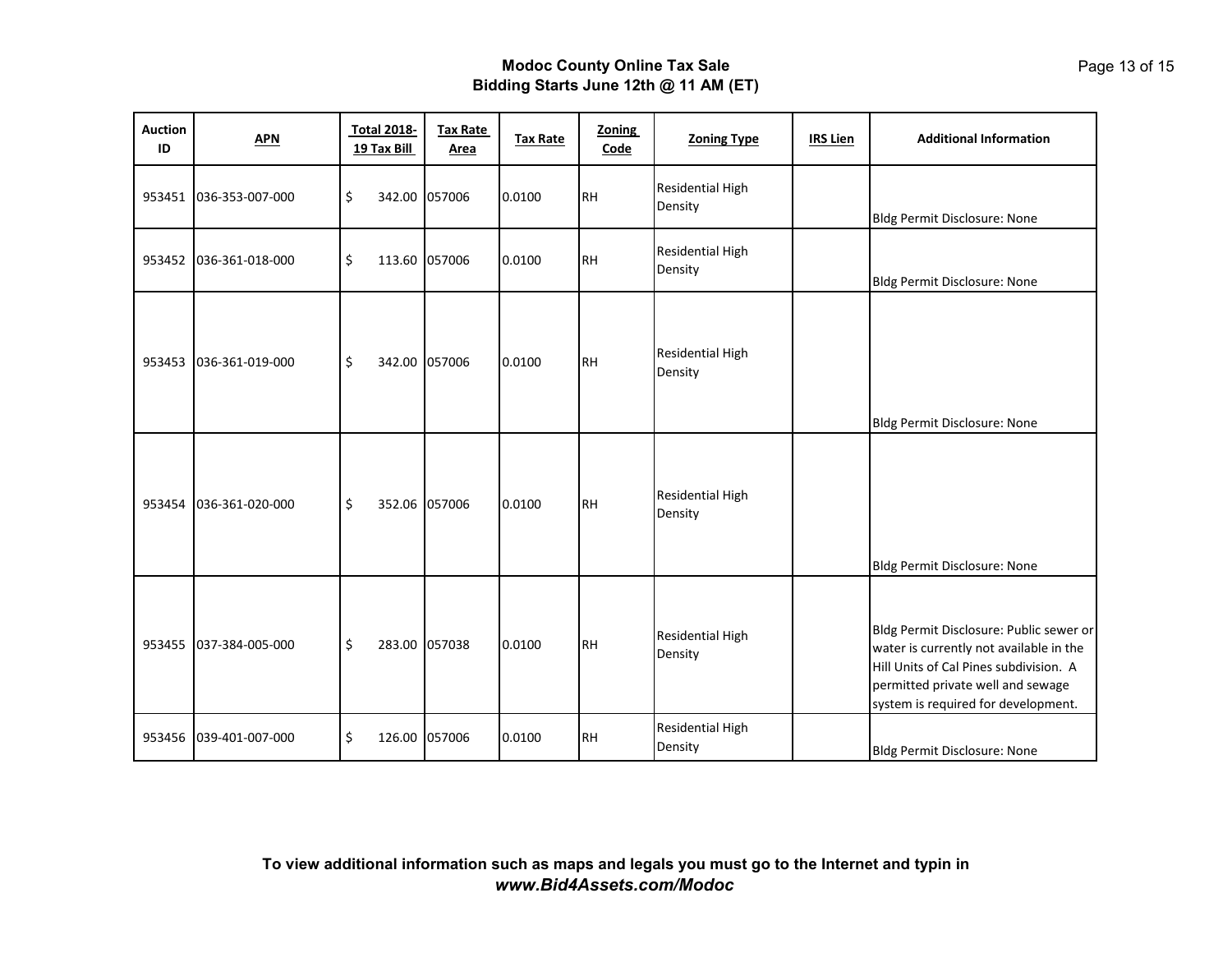# Modoc County Online Tax Sale
## Bidding Starts June 12th @ 11 AM (ET)

| Auction ID | APN | Total 2018-19 Tax Bill | Tax Rate Area | Tax Rate | Zoning Code | Zoning Type | IRS Lien | Additional Information |
|---|---|---|---|---|---|---|---|---|
| 953451 | 036-353-007-000 | $ 342.00 | 057006 | 0.0100 | RH | Residential High Density | | Bldg Permit Disclosure: None |
| 953452 | 036-361-018-000 | $ 113.60 | 057006 | 0.0100 | RH | Residential High Density | | Bldg Permit Disclosure: None |
| 953453 | 036-361-019-000 | $ 342.00 | 057006 | 0.0100 | RH | Residential High Density | | Bldg Permit Disclosure: None |
| 953454 | 036-361-020-000 | $ 352.06 | 057006 | 0.0100 | RH | Residential High Density | | Bldg Permit Disclosure: None |
| 953455 | 037-384-005-000 | $ 283.00 | 057038 | 0.0100 | RH | Residential High Density | | Bldg Permit Disclosure: Public sewer or water is currently not available in the Hill Units of Cal Pines subdivision. A permitted private well and sewage system is required for development. |
| 953456 | 039-401-007-000 | $ 126.00 | 057006 | 0.0100 | RH | Residential High Density | | Bldg Permit Disclosure: None |

**To view additional information such as maps and legals you must go to the Internet and typin in** ***www.Bid4Assets.com/Modoc***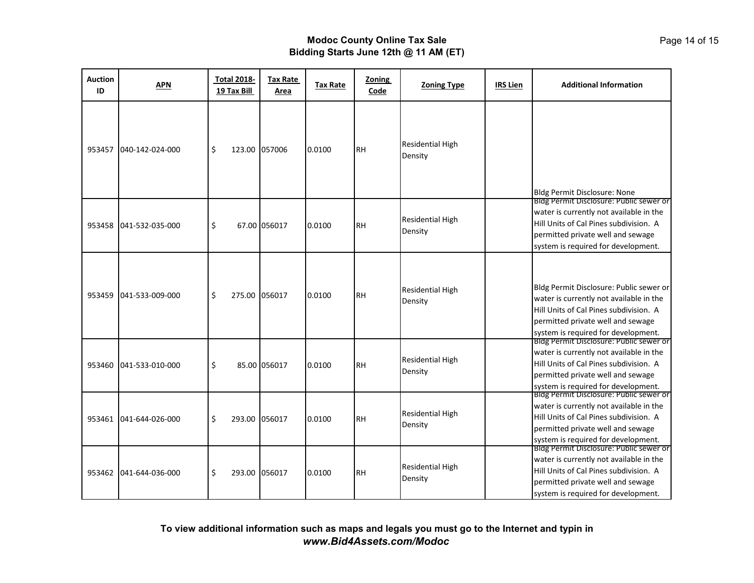**Modoc County Online Tax Sale**
**Bidding Starts June 12th @ 11 AM (ET)**

| Auction ID | APN | Total 2018-19 Tax Bill | Tax Rate Area | Tax Rate | Zoning Code | Zoning Type | IRS Lien | Additional Information |
|---|---|---|---|---|---|---|---|---|
| 953457 | 040-142-024-000 | $ 123.00 | 057006 | 0.0100 | RH | Residential High Density | | Bldg Permit Disclosure: None |
| 953458 | 041-532-035-000 | $ 67.00 | 056017 | 0.0100 | RH | Residential High Density | | Bldg Permit Disclosure: Public sewer or water is currently not available in the Hill Units of Cal Pines subdivision. A permitted private well and sewage system is required for development. |
| 953459 | 041-533-009-000 | $ 275.00 | 056017 | 0.0100 | RH | Residential High Density | | Bldg Permit Disclosure: Public sewer or water is currently not available in the Hill Units of Cal Pines subdivision. A permitted private well and sewage system is required for development. |
| 953460 | 041-533-010-000 | $ 85.00 | 056017 | 0.0100 | RH | Residential High Density | | Bldg Permit Disclosure: Public sewer or water is currently not available in the Hill Units of Cal Pines subdivision. A permitted private well and sewage system is required for development. |
| 953461 | 041-644-026-000 | $ 293.00 | 056017 | 0.0100 | RH | Residential High Density | | Bldg Permit Disclosure: Public sewer or water is currently not available in the Hill Units of Cal Pines subdivision. A permitted private well and sewage system is required for development. |
| 953462 | 041-644-036-000 | $ 293.00 | 056017 | 0.0100 | RH | Residential High Density | | Bldg Permit Disclosure: Public sewer or water is currently not available in the Hill Units of Cal Pines subdivision. A permitted private well and sewage system is required for development. |

**To view additional information such as maps and legals you must go to the Internet and typin in** ***www.Bid4Assets.com/Modoc***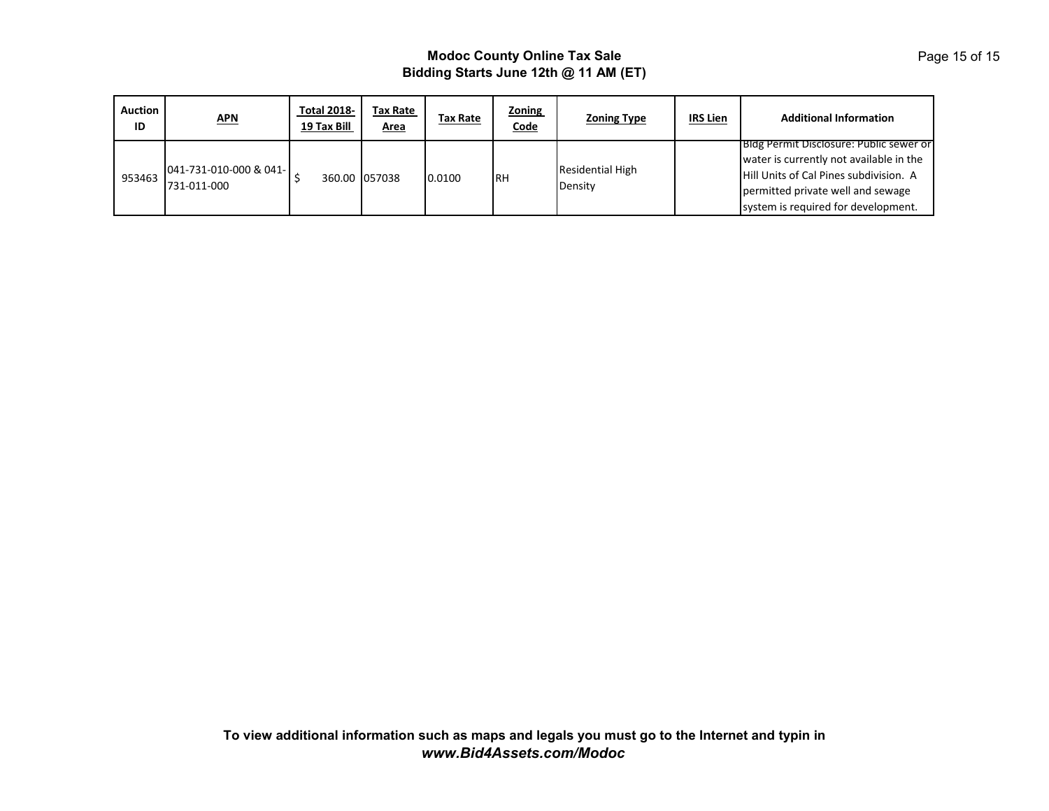**Modoc County Online Tax Sale**
**Bidding Starts June 12th @ 11 AM (ET)**

| Auction ID | APN | Total 2018-19 Tax Bill | Tax Rate Area | Tax Rate | Zoning Code | Zoning Type | IRS Lien | Additional Information |
|---|---|---|---|---|---|---|---|---|
| 953463 | 041-731-010-000 & 041-731-011-000 | $ 360.00 | 057038 | 0.0100 | RH | Residential High Density | | Bldg Permit Disclosure: Public sewer or water is currently not available in the Hill Units of Cal Pines subdivision. A permitted private well and sewage system is required for development. |

**To view additional information such as maps and legals you must go to the Internet and typin in**
***www.Bid4Assets.com/Modoc***